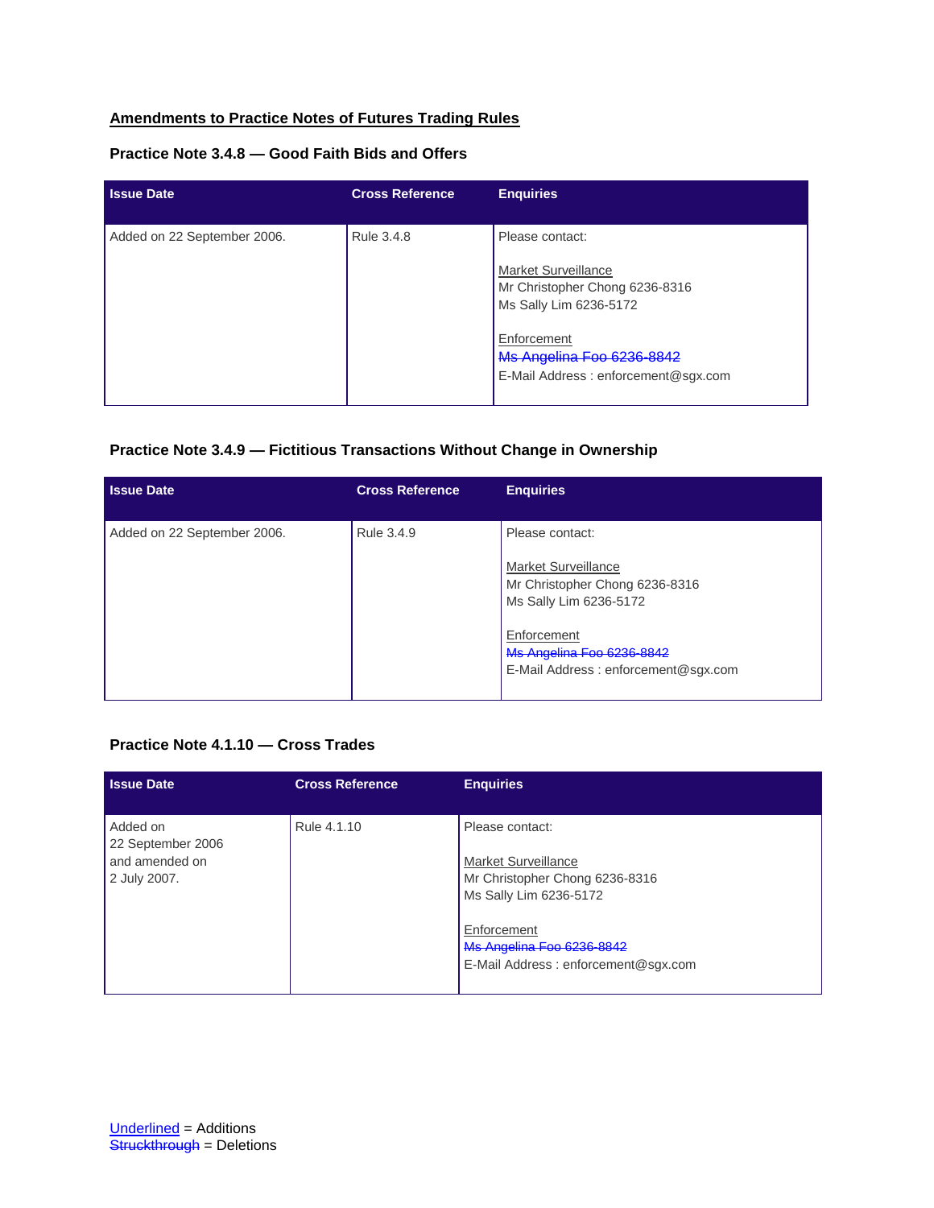## Amendments to Practice Notes of Futures Trading Rules

### Practice Note 3.4.8 — Good Faith Bids and Offers

| Issue Date | Cross Reference | Enquiries |
|---|---|---|
| Added on 22 September 2006. | Rule 3.4.8 | Please contact:<br><br>Market Surveillance<br>Mr Christopher Chong 6236-8316<br>Ms Sally Lim 6236-5172<br><br>Enforcement<br>~~Ms Angelina Foo 6236-8842~~<br>E-Mail Address : enforcement@sgx.com |

### Practice Note 3.4.9 — Fictitious Transactions Without Change in Ownership

| Issue Date | Cross Reference | Enquiries |
|---|---|---|
| Added on 22 September 2006. | Rule 3.4.9 | Please contact:<br><br>Market Surveillance<br>Mr Christopher Chong 6236-8316<br>Ms Sally Lim 6236-5172<br><br>Enforcement<br>~~Ms Angelina Foo 6236-8842~~<br>E-Mail Address : enforcement@sgx.com |

### Practice Note 4.1.10 — Cross Trades

| Issue Date | Cross Reference | Enquiries |
|---|---|---|
| Added on 22 September 2006 and amended on 2 July 2007. | Rule 4.1.10 | Please contact:<br><br>Market Surveillance<br>Mr Christopher Chong 6236-8316<br>Ms Sally Lim 6236-5172<br><br>Enforcement<br>~~Ms Angelina Foo 6236-8842~~<br>E-Mail Address : enforcement@sgx.com |

<u>Underlined</u> = Additions
~~Struckthrough~~ = Deletions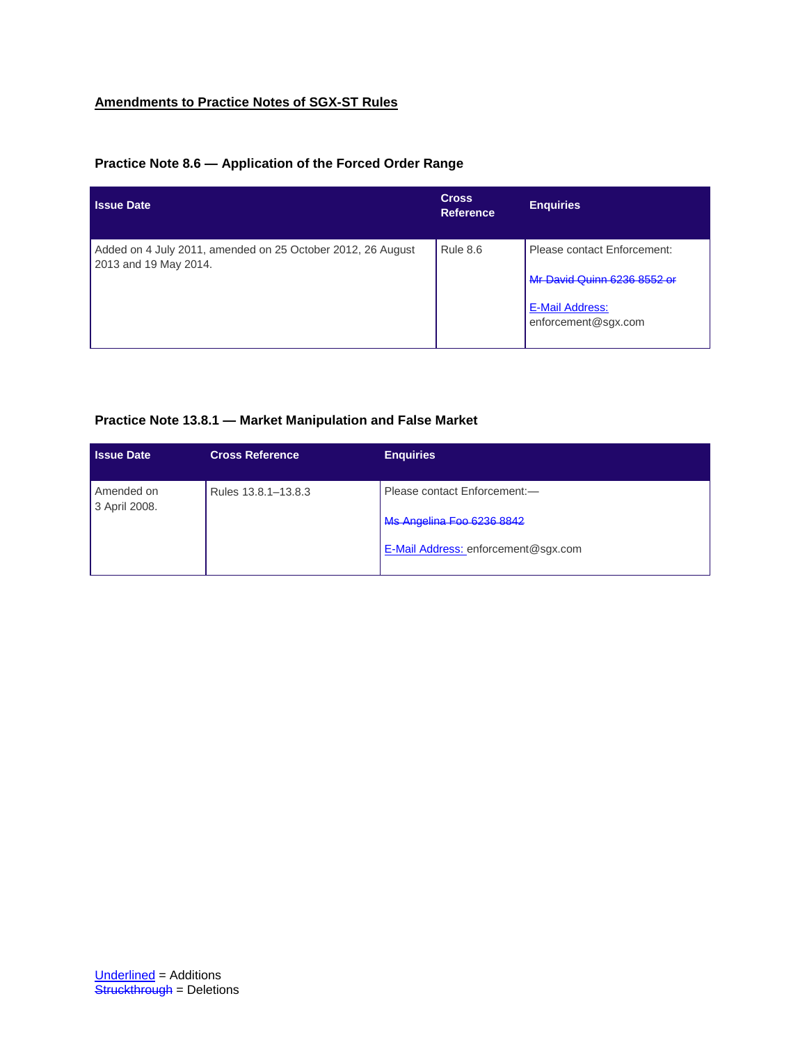**Amendments to Practice Notes of SGX-ST Rules**

### Practice Note 8.6 — Application of the Forced Order Range

| Issue Date | Cross Reference | Enquiries |
|---|---|---|
| Added on 4 July 2011, amended on 25 October 2012, 26 August 2013 and 19 May 2014. | Rule 8.6 | Please contact Enforcement:<br><br>~~Mr David Quinn 6236 8552 or~~<br><br><u>E-Mail Address:</u> enforcement@sgx.com |

### Practice Note 13.8.1 — Market Manipulation and False Market

| Issue Date | Cross Reference | Enquiries |
|---|---|---|
| Amended on 3 April 2008. | Rules 13.8.1–13.8.3 | Please contact Enforcement:—<br><br>~~Ms Angelina Foo 6236 8842~~<br><br><u>E-Mail Address:</u> enforcement@sgx.com |

<u>Underlined</u> = Additions
~~Struckthrough~~ = Deletions